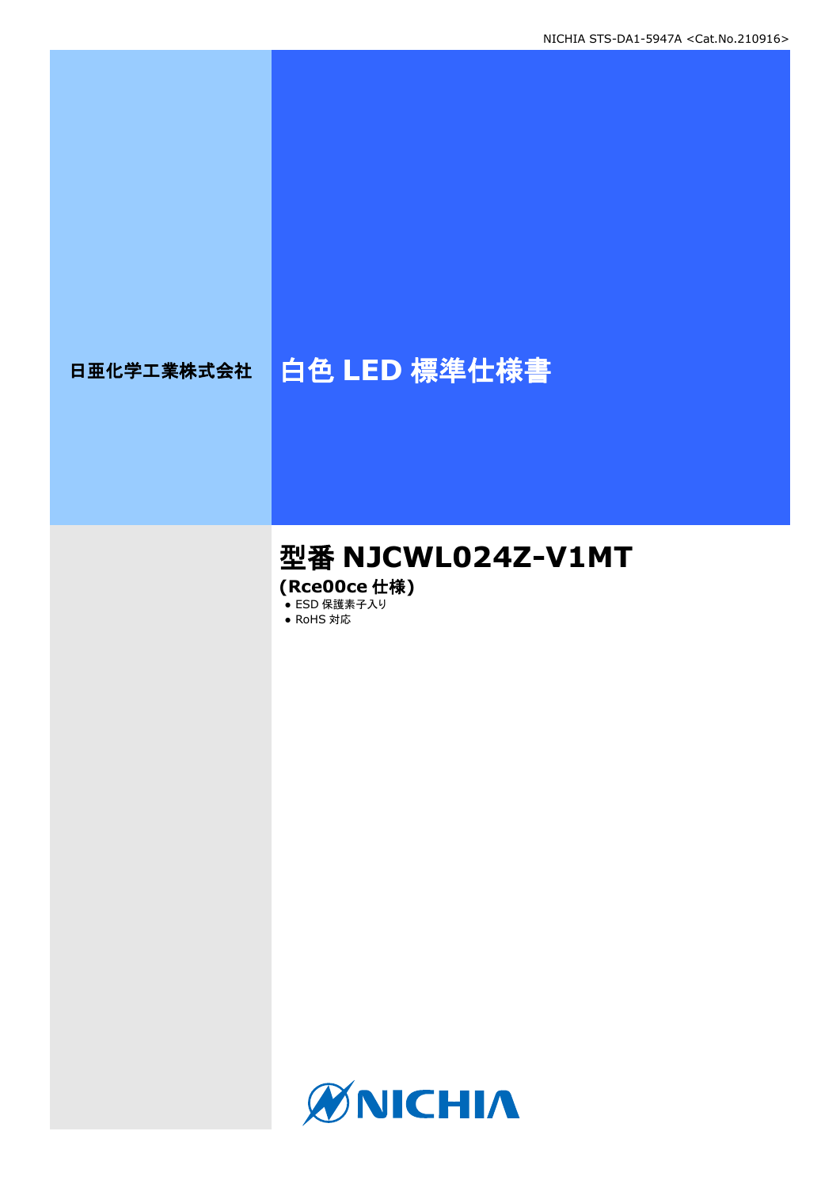NICHIA STS-DA1-5947A <Cat.No.210916>

日亜化学工業株式会社

# 白色 LED 標準仕様書

## 型番 NJCWL024Z-V1MT

**(Rce00ce 仕様)**

- ESD 保護素子入り
- RoHS 対応

NICHIA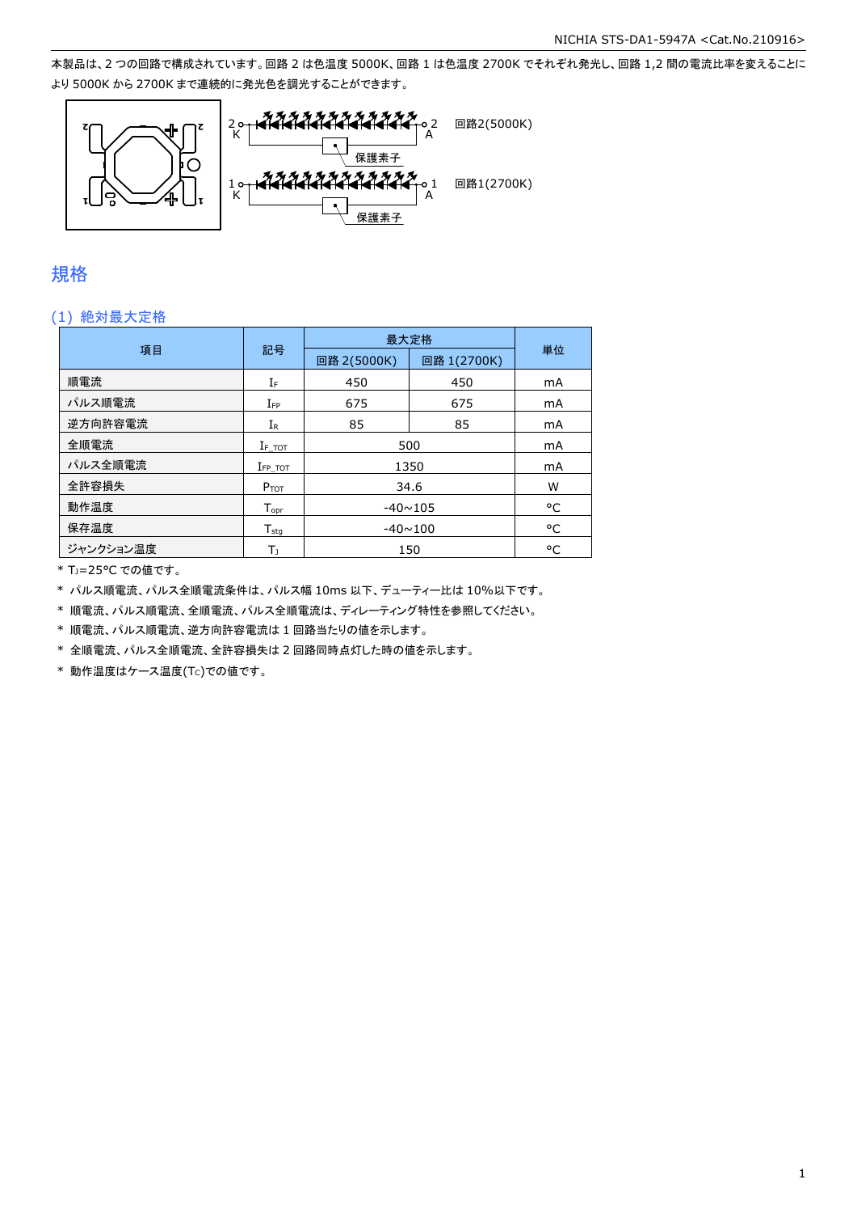本製品は、2 つの回路で構成されています。回路 2 は色温度 5000K、回路 1 は色温度 2700K でそれぞれ発光し、回路 1,2 間の電流比率を変えることにより 5000K から 2700K まで連続的に発光色を調光することができます。

2 K — A 2　回路2(5000K)　保護素子

1 K — A 1　回路1(2700K)　保護素子

## 規格

### (1) 絶対最大定格

| 項目 | 記号 | 最大定格 | | 単位 |
|---|---|---|---|---|
| | | 回路 2(5000K) | 回路 1(2700K) | |
| 順電流 | $I_F$ | 450 | 450 | mA |
| パルス順電流 | $I_{FP}$ | 675 | 675 | mA |
| 逆方向許容電流 | $I_R$ | 85 | 85 | mA |
| 全順電流 | $I_{F\_TOT}$ | 500 | | mA |
| パルス全順電流 | $I_{FP\_TOT}$ | 1350 | | mA |
| 全許容損失 | $P_{TOT}$ | 34.6 | | W |
| 動作温度 | $T_{opr}$ | -40~105 | | °C |
| 保存温度 | $T_{stg}$ | -40~100 | | °C |
| ジャンクション温度 | $T_J$ | 150 | | °C |

* $T_J$=25°C での値です。
* パルス順電流、パルス全順電流条件は、パルス幅 10ms 以下、デューティー比は 10%以下です。
* 順電流、パルス順電流、全順電流、パルス全順電流は、ディレーティング特性を参照してください。
* 順電流、パルス順電流、逆方向許容電流は 1 回路当たりの値を示します。
* 全順電流、パルス全順電流、全許容損失は 2 回路同時点灯した時の値を示します。
* 動作温度はケース温度($T_C$)での値です。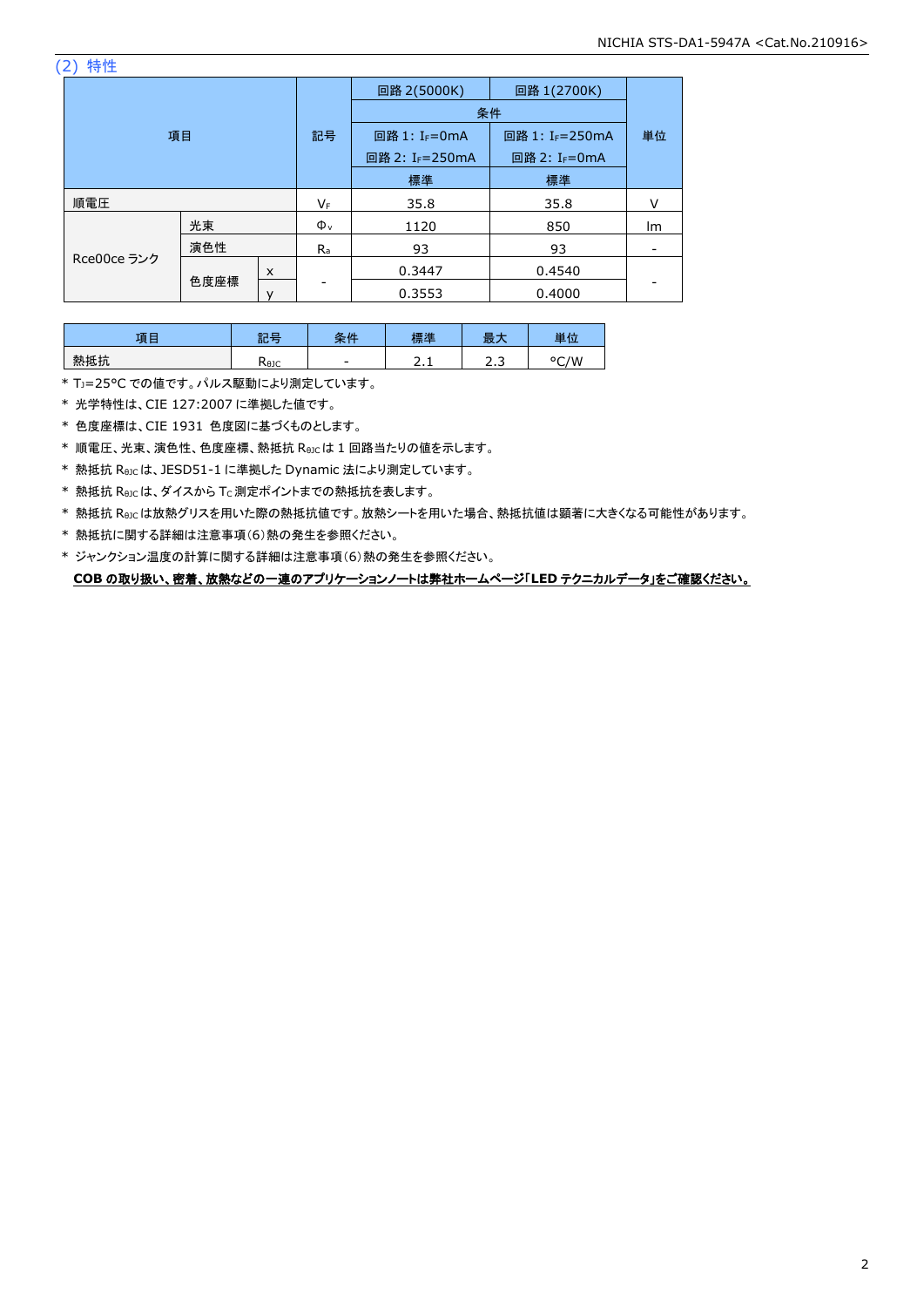## (2) 特性

| 項目 | | | 記号 | 回路 2(5000K) | 回路 1(2700K) | 単位 |
|---|---|---|---|---|---|---|
| | | | | 条件 | | |
| | | | | 回路 1: $I_F$=0mA<br>回路 2: $I_F$=250mA | 回路 1: $I_F$=250mA<br>回路 2: $I_F$=0mA | |
| | | | | 標準 | 標準 | |
| 順電圧 | | | $V_F$ | 35.8 | 35.8 | V |
| Rce00ce ランク | 光束 | | $\Phi_v$ | 1120 | 850 | lm |
| | 演色性 | | $R_a$ | 93 | 93 | - |
| | 色度座標 | x | - | 0.3447 | 0.4540 | - |
| | | y | | 0.3553 | 0.4000 | |

| 項目 | 記号 | 条件 | 標準 | 最大 | 単位 |
|---|---|---|---|---|---|
| 熱抵抗 | $R_{\theta JC}$ | - | 2.1 | 2.3 | °C/W |

* $T_J$=25°C での値です。パルス駆動により測定しています。
* 光学特性は、CIE 127:2007 に準拠した値です。
* 色度座標は、CIE 1931 色度図に基づくものとします。
* 順電圧、光束、演色性、色度座標、熱抵抗 $R_{\theta JC}$は 1 回路当たりの値を示します。
* 熱抵抗 $R_{\theta JC}$は、JESD51-1 に準拠した Dynamic 法により測定しています。
* 熱抵抗 $R_{\theta JC}$は、ダイスから $T_C$ 測定ポイントまでの熱抵抗を表します。
* 熱抵抗 $R_{\theta JC}$は放熱グリスを用いた際の熱抵抗値です。放熱シートを用いた場合、熱抵抗値は顕著に大きくなる可能性があります。
* 熱抵抗に関する詳細は注意事項(6)熱の発生を参照ください。
* ジャンクション温度の計算に関する詳細は注意事項(6)熱の発生を参照ください。

**COB の取り扱い、密着、放熱などの一連のアプリケーションノートは弊社ホームページ「LED テクニカルデータ」をご確認ください。**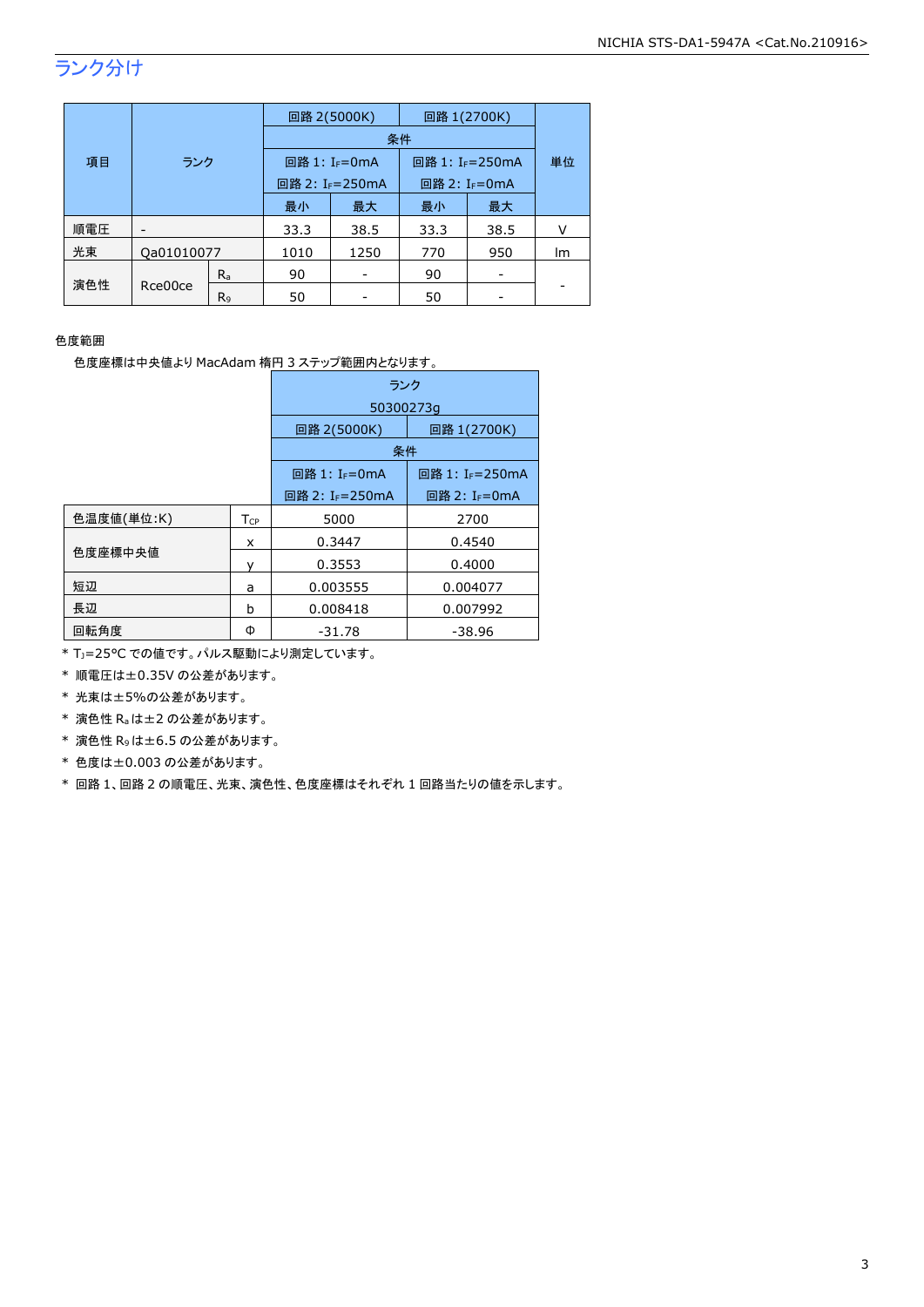## ランク分け

| 項目 | ランク | | 回路 2(5000K) | | 回路 1(2700K) | | 単位 |
|---|---|---|---|---|---|---|---|
| | | | 条件 | | | | |
| | | | 回路 1: $I_F$=0mA<br>回路 2: $I_F$=250mA | | 回路 1: $I_F$=250mA<br>回路 2: $I_F$=0mA | | |
| | | | 最小 | 最大 | 最小 | 最大 | |
| 順電圧 | - | | 33.3 | 38.5 | 33.3 | 38.5 | V |
| 光束 | Qa01010077 | | 1010 | 1250 | 770 | 950 | lm |
| 演色性 | Rce00ce | $R_a$ | 90 | - | 90 | - | - |
| | | $R_9$ | 50 | - | 50 | - | |

色度範囲

色度座標は中央値より MacAdam 楕円 3 ステップ範囲内となります。

| | | ランク 50300273g | |
|---|---|---|---|
| | | 回路 2(5000K) | 回路 1(2700K) |
| | | 条件 | |
| | | 回路 1: $I_F$=0mA<br>回路 2: $I_F$=250mA | 回路 1: $I_F$=250mA<br>回路 2: $I_F$=0mA |
| 色温度値(単位:K) | $T_{CP}$ | 5000 | 2700 |
| 色度座標中央値 | x | 0.3447 | 0.4540 |
| | y | 0.3553 | 0.4000 |
| 短辺 | a | 0.003555 | 0.004077 |
| 長辺 | b | 0.008418 | 0.007992 |
| 回転角度 | Φ | -31.78 | -38.96 |

* $T_J$=25°C での値です。パルス駆動により測定しています。
* 順電圧は±0.35V の公差があります。
* 光束は±5%の公差があります。
* 演色性 $R_a$ は±2 の公差があります。
* 演色性 $R_9$ は±6.5 の公差があります。
* 色度は±0.003 の公差があります。
* 回路 1、回路 2 の順電圧、光束、演色性、色度座標はそれぞれ 1 回路当たりの値を示します。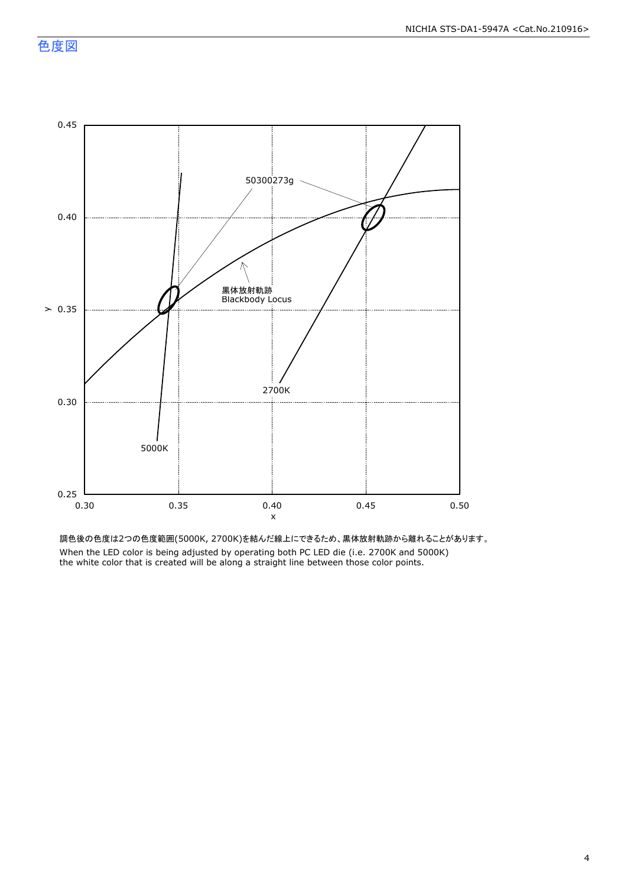## 色度図

調色後の色度は2つの色度範囲(5000K, 2700K)を結んだ線上にできるため、黒体放射軌跡から離れることがあります。

When the LED color is being adjusted by operating both PC LED die (i.e. 2700K and 5000K) the white color that is created will be along a straight line between those color points.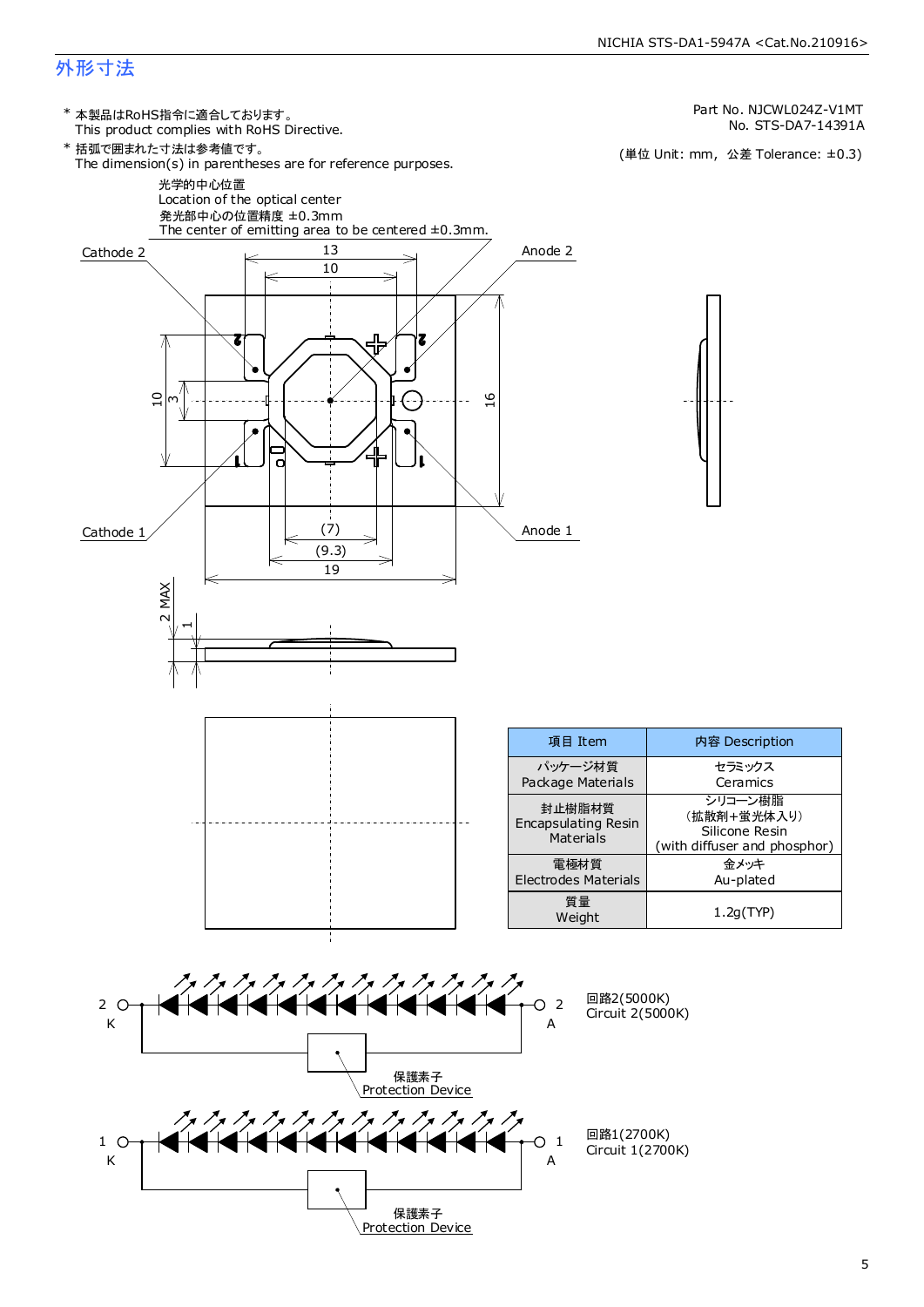## 外形寸法

Part No. NJCWL024Z-V1MT
No. STS-DA7-14391A

\* 本製品はRoHS指令に適合しております。
This product complies with RoHS Directive.

\* 括弧で囲まれた寸法は参考値です。
The dimension(s) in parentheses are for reference purposes.

(単位 Unit: mm, 公差 Tolerance: ±0.3)

光学的中心位置
Location of the optical center
発光部中心の位置精度 ±0.3mm
The center of emitting area to be centered ±0.3mm.

Cathode 2　Anode 2　Cathode 1　Anode 1

13　10　16　10　3　(7)　(9.3)　19　2 MAX　1

| 項目 Item | 内容 Description |
|---|---|
| パッケージ材質<br>Package Materials | セラミックス<br>Ceramics |
| 封止樹脂材質<br>Encapsulating Resin Materials | シリコーン樹脂<br>(拡散剤+蛍光体入り)<br>Silicone Resin<br>(with diffuser and phosphor) |
| 電極材質<br>Electrodes Materials | 金メッキ<br>Au-plated |
| 質量<br>Weight | 1.2g(TYP) |

2 K　2 A　回路2(5000K) Circuit 2(5000K)
保護素子 Protection Device

1 K　1 A　回路1(2700K) Circuit 1(2700K)
保護素子 Protection Device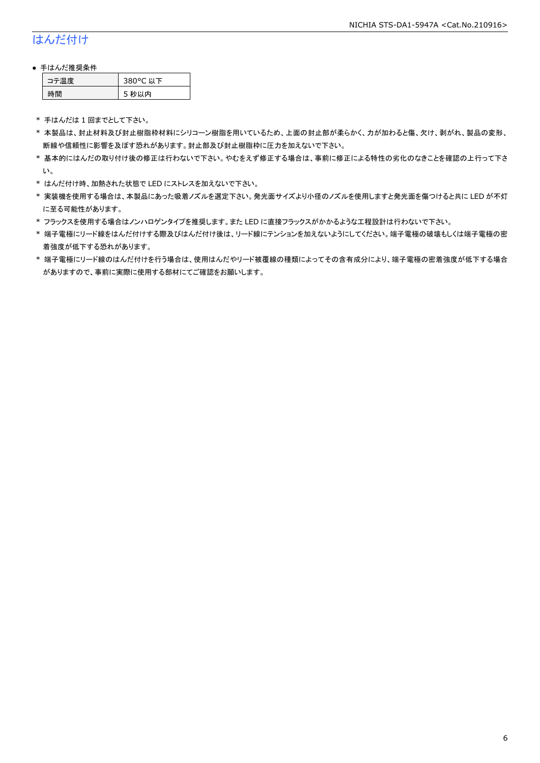## はんだ付け

- 手はんだ推奨条件

| コテ温度 | 380°C 以下 |
|---|---|
| 時間 | 5 秒以内 |

\* 手はんだは 1 回までとして下さい。

\* 本製品は、封止材料及び封止樹脂枠材料にシリコーン樹脂を用いているため、上面の封止部が柔らかく、力が加わると傷、欠け、剥がれ、製品の変形、断線や信頼性に影響を及ぼす恐れがあります。封止部及び封止樹脂枠に圧力を加えないで下さい。

\* 基本的にはんだの取り付け後の修正は行わないで下さい。やむをえず修正する場合は、事前に修正による特性の劣化のなきことを確認の上行って下さい。

\* はんだ付け時、加熱された状態で LED にストレスを加えないで下さい。

\* 実装機を使用する場合は、本製品にあった吸着ノズルを選定下さい。発光面サイズより小径のノズルを使用しますと発光面を傷つけると共に LED が不灯に至る可能性があります。

\* フラックスを使用する場合はノンハロゲンタイプを推奨します。また LED に直接フラックスがかかるような工程設計は行わないで下さい。

\* 端子電極にリード線をはんだ付けする際及びはんだ付け後は、リード線にテンションを加えないようにしてください。端子電極の破壊もしくは端子電極の密着強度が低下する恐れがあります。

\* 端子電極にリード線のはんだ付けを行う場合は、使用はんだやリード被覆線の種類によってその含有成分により、端子電極の密着強度が低下する場合がありますので、事前に実際に使用する部材にてご確認をお願いします。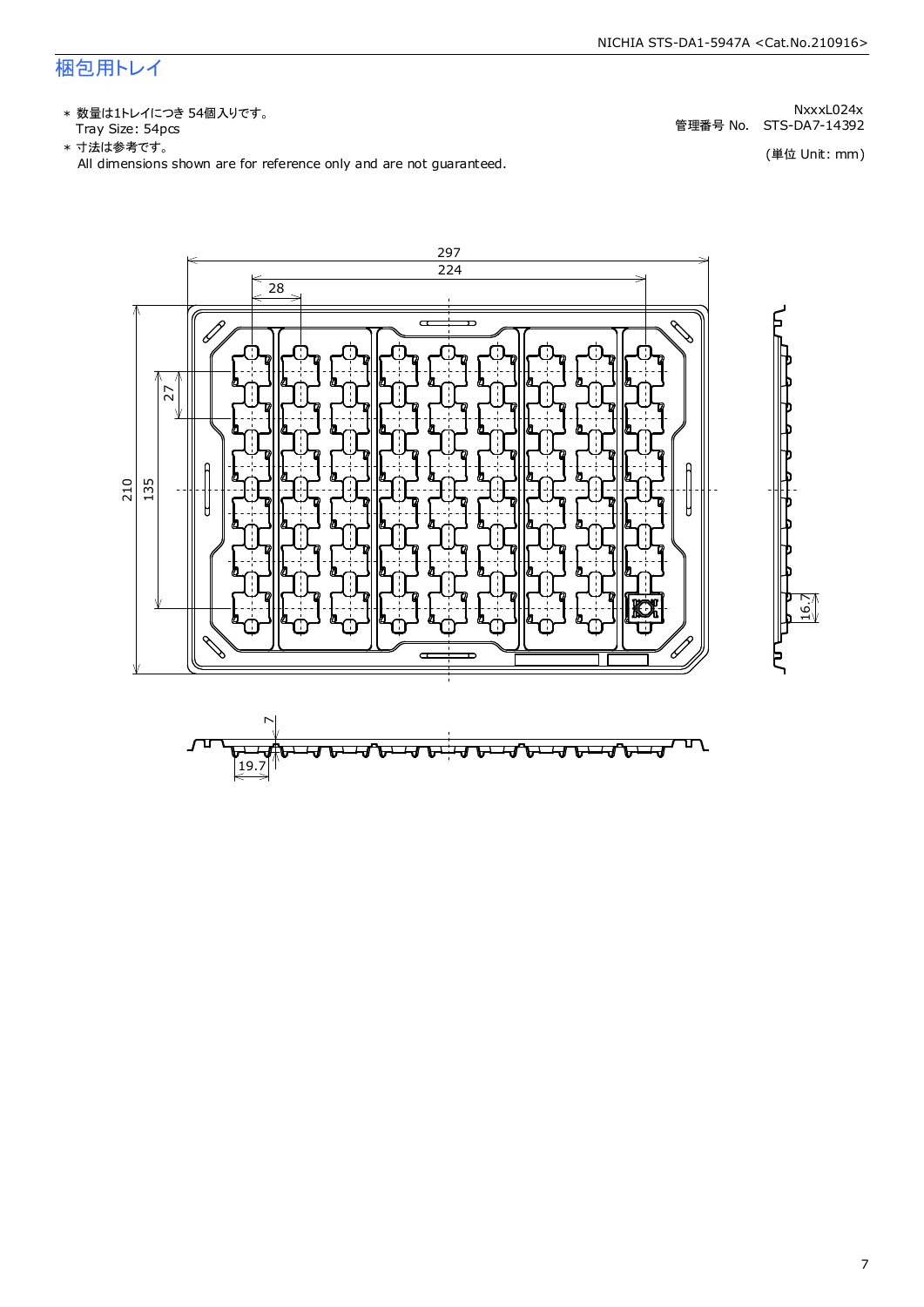## 梱包用トレイ

NxxxL024x
管理番号 No. STS-DA7-14392

(単位 Unit: mm)

* 数量は1トレイにつき 54個入りです。
  Tray Size: 54pcs
* 寸法は参考です。
  All dimensions shown are for reference only and are not guaranteed.

297
224
28
27
210
135
16.7
7
19.7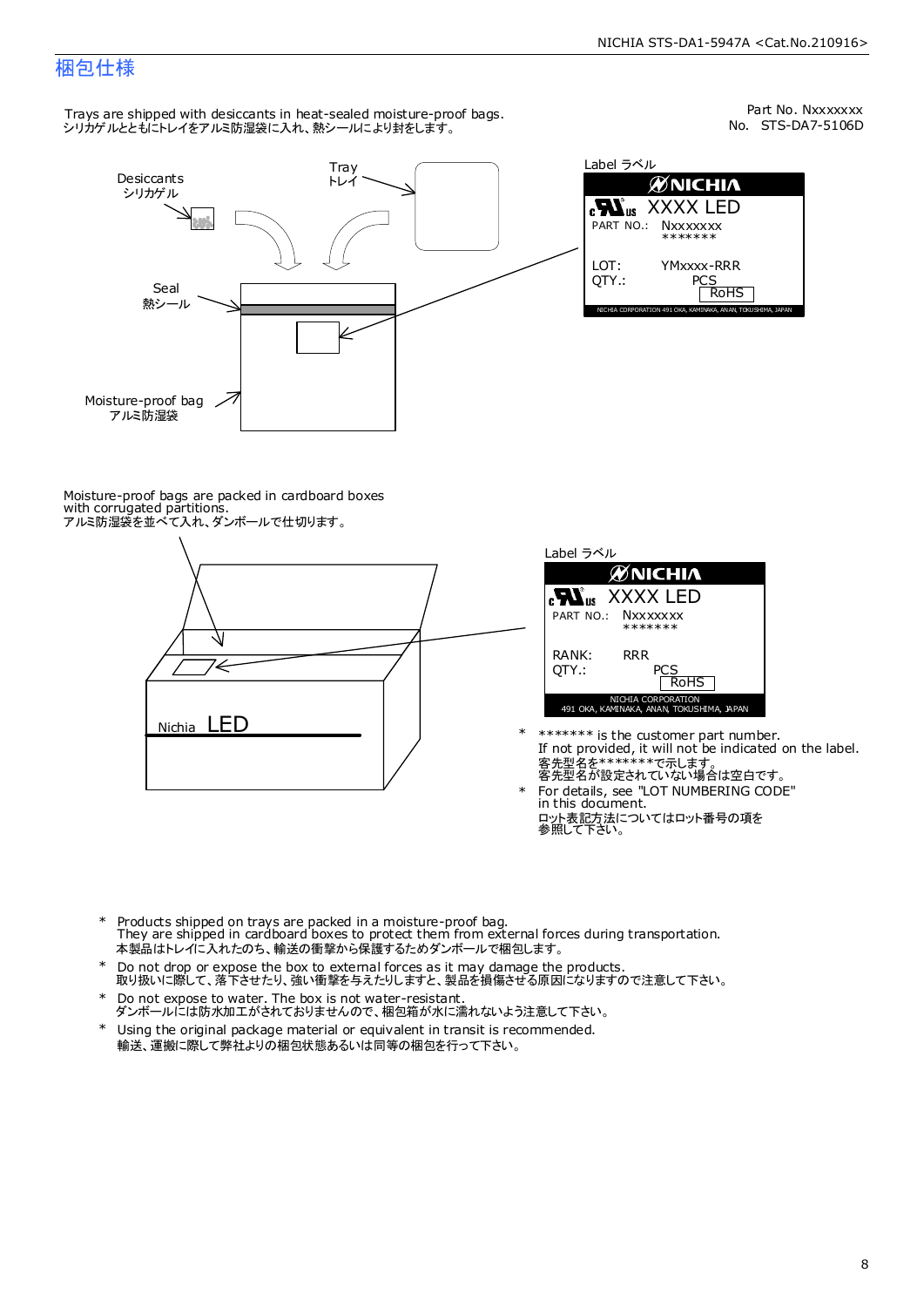# 梱包仕様

Part No. Nxxxxxxx
No. STS-DA7-5106D

Trays are shipped with desiccants in heat-sealed moisture-proof bags.
シリカゲルとともにトレイをアルミ防湿袋に入れ、熱シールにより封をします。

Desiccants
シリカゲル

Tray
トレイ

Seal
熱シール

Moisture-proof bag
アルミ防湿袋

Label ラベル

NICHIA
XXXX LED
PART NO.: Nxxxxxxx
*******
LOT: YMxxxx-RRR
QTY.: PCS
RoHS
NICHIA CORPORATION 491 OKA, KAMINAKA, ANAN, TOKUSHIMA, JAPAN

Moisture-proof bags are packed in cardboard boxes with corrugated partitions.
アルミ防湿袋を並べて入れ、ダンボールで仕切ります。

Nichia LED

Label ラベル

NICHIA
XXXX LED
PART NO.: Nxxxxxxx
*******
RANK: RRR
QTY.: PCS
RoHS
NICHIA CORPORATION
491 OKA, KAMINAKA, ANAN, TOKUSHIMA, JAPAN

- ******* is the customer part number.
  If not provided, it will not be indicated on the label.
  客先型名を*******で示します。
  客先型名が設定されていない場合は空白です。
- For details, see "LOT NUMBERING CODE" in this document.
  ロット表記方法についてはロット番号の項を参照して下さい。

- Products shipped on trays are packed in a moisture-proof bag.
  They are shipped in cardboard boxes to protect them from external forces during transportation.
  本製品はトレイに入れたのち、輸送の衝撃から保護するためダンボールで梱包します。
- Do not drop or expose the box to external forces as it may damage the products.
  取り扱いに際して、落下させたり、強い衝撃を与えたりしますと、製品を損傷させる原因になりますので注意して下さい。
- Do not expose to water. The box is not water-resistant.
  ダンボールには防水加工がされておりませんので、梱包箱が水に濡れないよう注意して下さい。
- Using the original package material or equivalent in transit is recommended.
  輸送、運搬に際して弊社よりの梱包状態あるいは同等の梱包を行って下さい。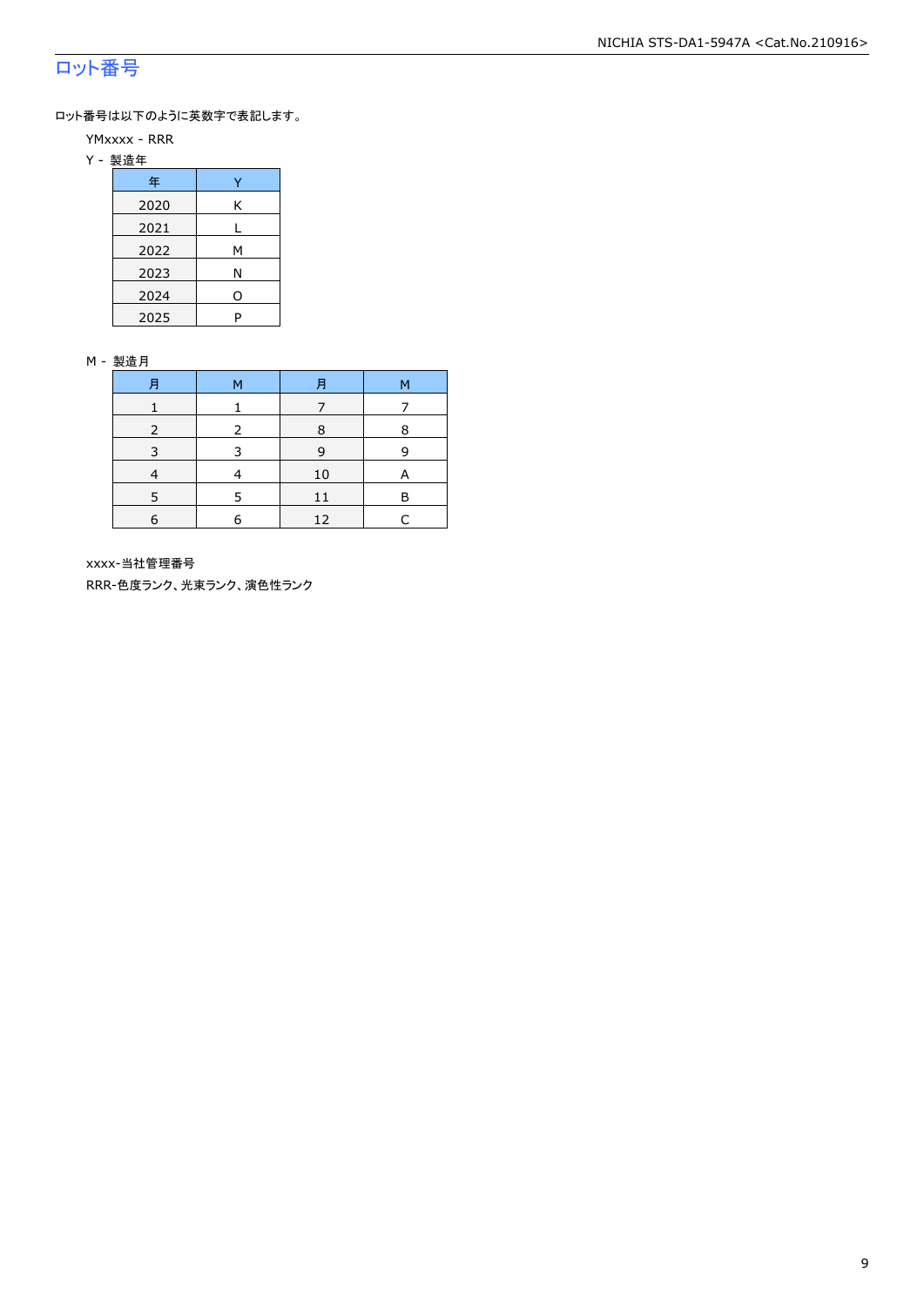## ロット番号

ロット番号は以下のように英数字で表記します。

YMxxxx - RRR

Y - 製造年

| 年 | Y |
|---|---|
| 2020 | K |
| 2021 | L |
| 2022 | M |
| 2023 | N |
| 2024 | O |
| 2025 | P |

M - 製造月

| 月 | M | 月 | M |
|---|---|---|---|
| 1 | 1 | 7 | 7 |
| 2 | 2 | 8 | 8 |
| 3 | 3 | 9 | 9 |
| 4 | 4 | 10 | A |
| 5 | 5 | 11 | B |
| 6 | 6 | 12 | C |

xxxx-当社管理番号

RRR-色度ランク、光束ランク、演色性ランク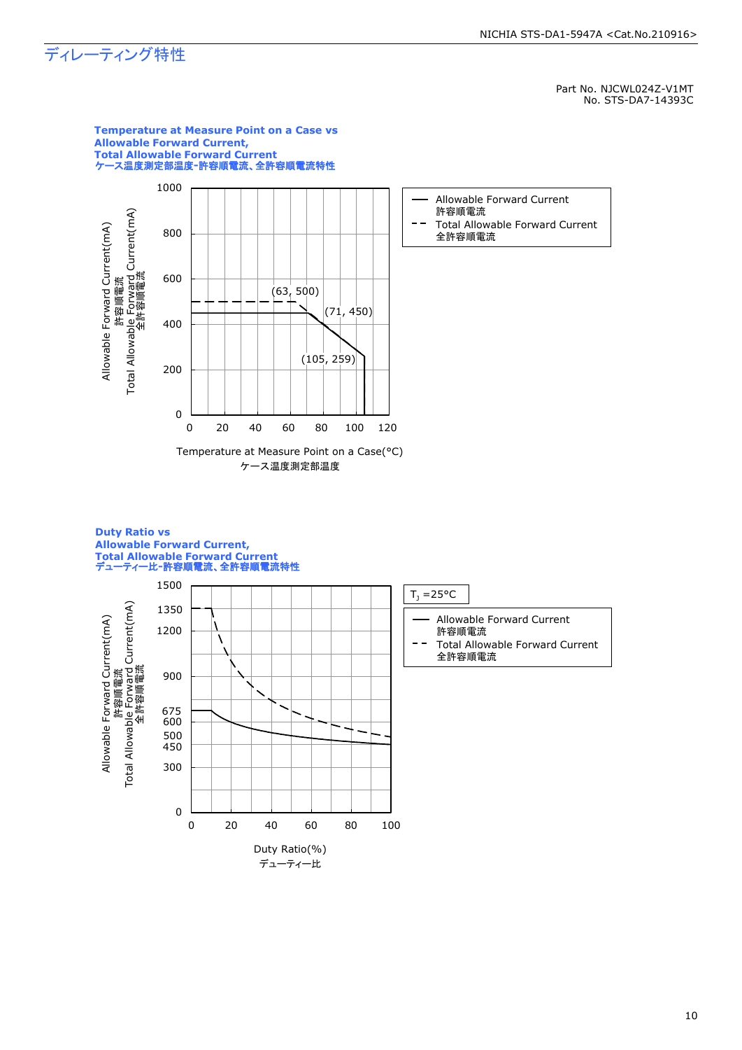# ディレーティング特性

Part No. NJCWL024Z-V1MT
No. STS-DA7-14393C

**Temperature at Measure Point on a Case vs**
**Allowable Forward Current,**
**Total Allowable Forward Current**
**ケース温度測定部温度-許容順電流、全許容順電流特性**

Allowable Forward Current(mA)
許容順電流
Total Allowable Forward Current(mA)
全許容順電流

(63, 500)
(71, 450)
(105, 259)

Temperature at Measure Point on a Case(°C)
ケース温度測定部温度

- Allowable Forward Current 許容順電流
- - - Total Allowable Forward Current 全許容順電流

**Duty Ratio vs**
**Allowable Forward Current,**
**Total Allowable Forward Current**
**デューティー比-許容順電流、全許容順電流特性**

$T_J$ =25°C

Allowable Forward Current(mA)
許容順電流
Total Allowable Forward Current(mA)
全許容順電流

Duty Ratio(%)
デューティー比

- Allowable Forward Current 許容順電流
- - - Total Allowable Forward Current 全許容順電流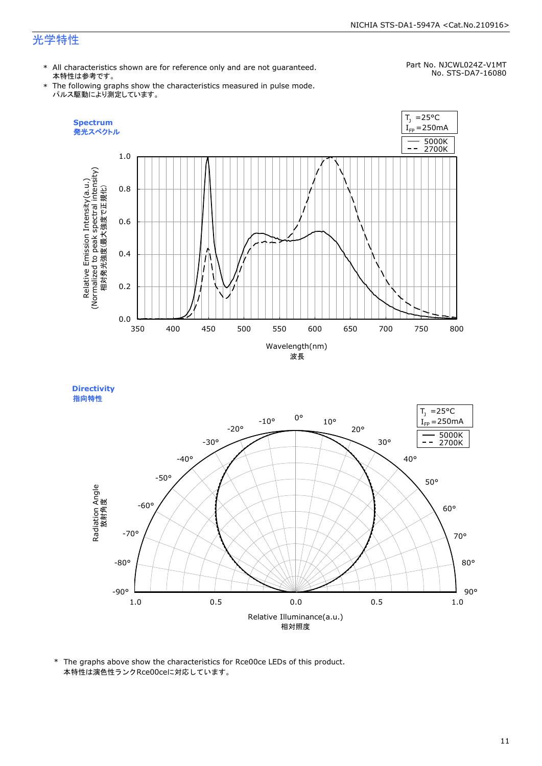## 光学特性

* All characteristics shown are for reference only and are not guaranteed.
  本特性は参考です。
* The following graphs show the characteristics measured in pulse mode.
  パルス駆動により測定しています。

Part No. NJCWL024Z-V1MT
No. STS-DA7-16080

### Spectrum
### 発光スペクトル

$T_J$ =25°C
$I_{FP}$=250mA

—— 5000K
- - - 2700K

Relative Emission Intensity(a.u.)
(Normalized to peak spectral intensity)
相対発光強度(最大強度で正規化)

Wavelength(nm)
波長

### Directivity
### 指向特性

$T_J$ =25°C
$I_{FP}$=250mA

—— 5000K
- - - 2700K

Radiation Angle
放射角度

Relative Illuminance(a.u.)
相対照度

* The graphs above show the characteristics for Rce00ce LEDs of this product.
  本特性は演色性ランクRce00ceに対応しています。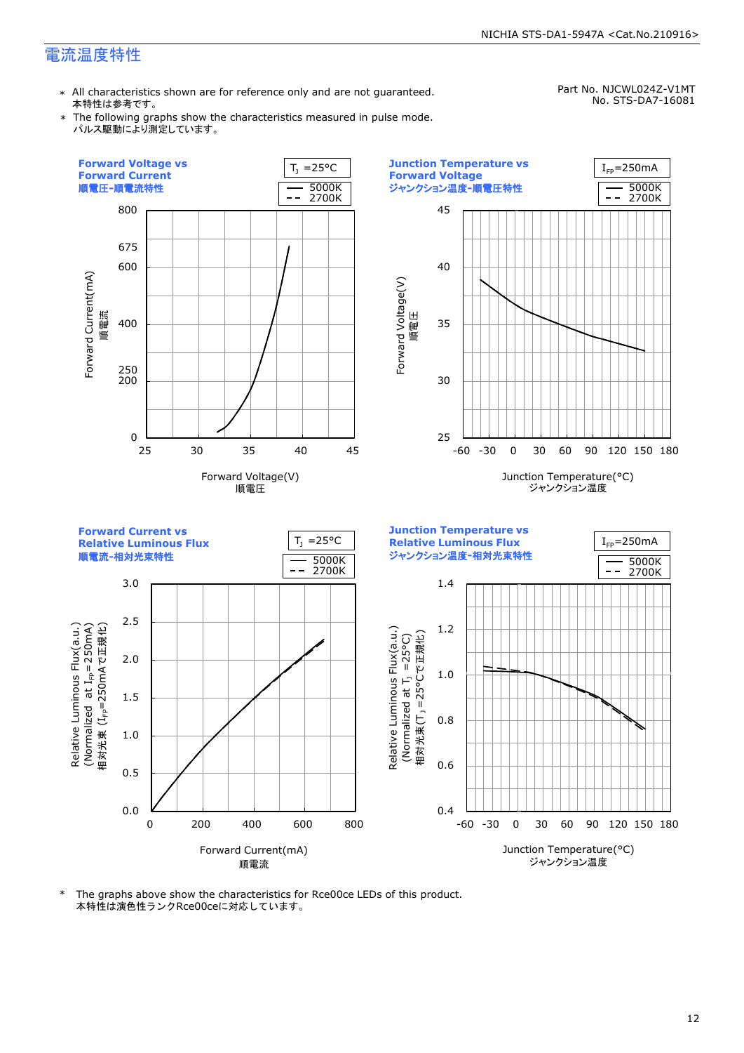# 電流温度特性

Part No. NJCWL024Z-V1MT
No. STS-DA7-16081

- ＊ All characteristics shown are for reference only and are not guaranteed.
  本特性は参考です。
- ＊ The following graphs show the characteristics measured in pulse mode.
  パルス駆動により測定しています。

**Forward Voltage vs Forward Current**
**順電圧-順電流特性**

$T_J$ =25°C
— 5000K
-- 2700K

Forward Current(mA) 順電流: 0, 200, 250, 400, 600, 675, 800
Forward Voltage(V) 順電圧: 25, 30, 35, 40, 45

**Junction Temperature vs Forward Voltage**
**ジャンクション温度-順電圧特性**

$I_{FP}$=250mA
— 5000K
-- 2700K

Forward Voltage(V) 順電圧: 25, 30, 35, 40, 45
Junction Temperature(°C) ジャンクション温度: -60, -30, 0, 30, 60, 90, 120, 150, 180

**Forward Current vs Relative Luminous Flux**
**順電流-相対光束特性**

$T_J$ =25°C
— 5000K
-- 2700K

Relative Luminous Flux(a.u.) (Normalized at $I_{FP}$=250mA) 相対光束 ($I_{FP}$=250mAで正規化): 0.0, 0.5, 1.0, 1.5, 2.0, 2.5, 3.0
Forward Current(mA) 順電流: 0, 200, 400, 600, 800

**Junction Temperature vs Relative Luminous Flux**
**ジャンクション温度-相対光束特性**

$I_{FP}$=250mA
— 5000K
-- 2700K

Relative Luminous Flux(a.u.) (Normalized at $T_J$ =25°C) 相対光束($T_J$=25°Cで正規化): 0.4, 0.6, 0.8, 1.0, 1.2, 1.4
Junction Temperature(°C) ジャンクション温度: -60, -30, 0, 30, 60, 90, 120, 150, 180

＊ The graphs above show the characteristics for Rce00ce LEDs of this product.
本特性は演色性ランクRce00ceに対応しています。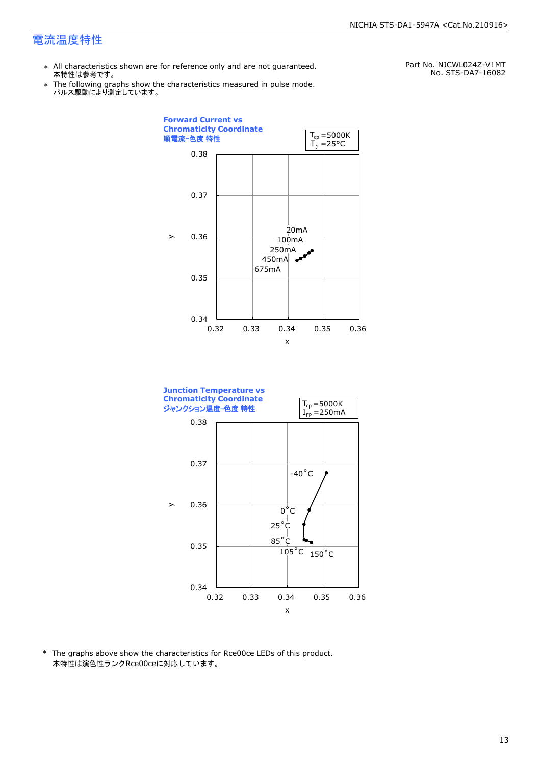## 電流温度特性

Part No. NJCWL024Z-V1MT
No. STS-DA7-16082

- \* All characteristics shown are for reference only and are not guaranteed.
  本特性は参考です。
- \* The following graphs show the characteristics measured in pulse mode.
  パルス駆動により測定しています。

**Forward Current vs Chromaticity Coordinate**
**順電流-色度 特性**

$T_{cp}$ =5000K
$T_J$ =25°C

y: 0.34 – 0.38
x: 0.32 – 0.36

20mA, 100mA, 250mA, 450mA, 675mA

**Junction Temperature vs Chromaticity Coordinate**
**ジャンクション温度-色度 特性**

$T_{cp}$ =5000K
$I_{FP}$ =250mA

y: 0.34 – 0.38
x: 0.32 – 0.36

-40°C, 0°C, 25°C, 85°C, 105°C, 150°C

\* The graphs above show the characteristics for Rce00ce LEDs of this product.
本特性は演色性ランクRce00ceに対応しています。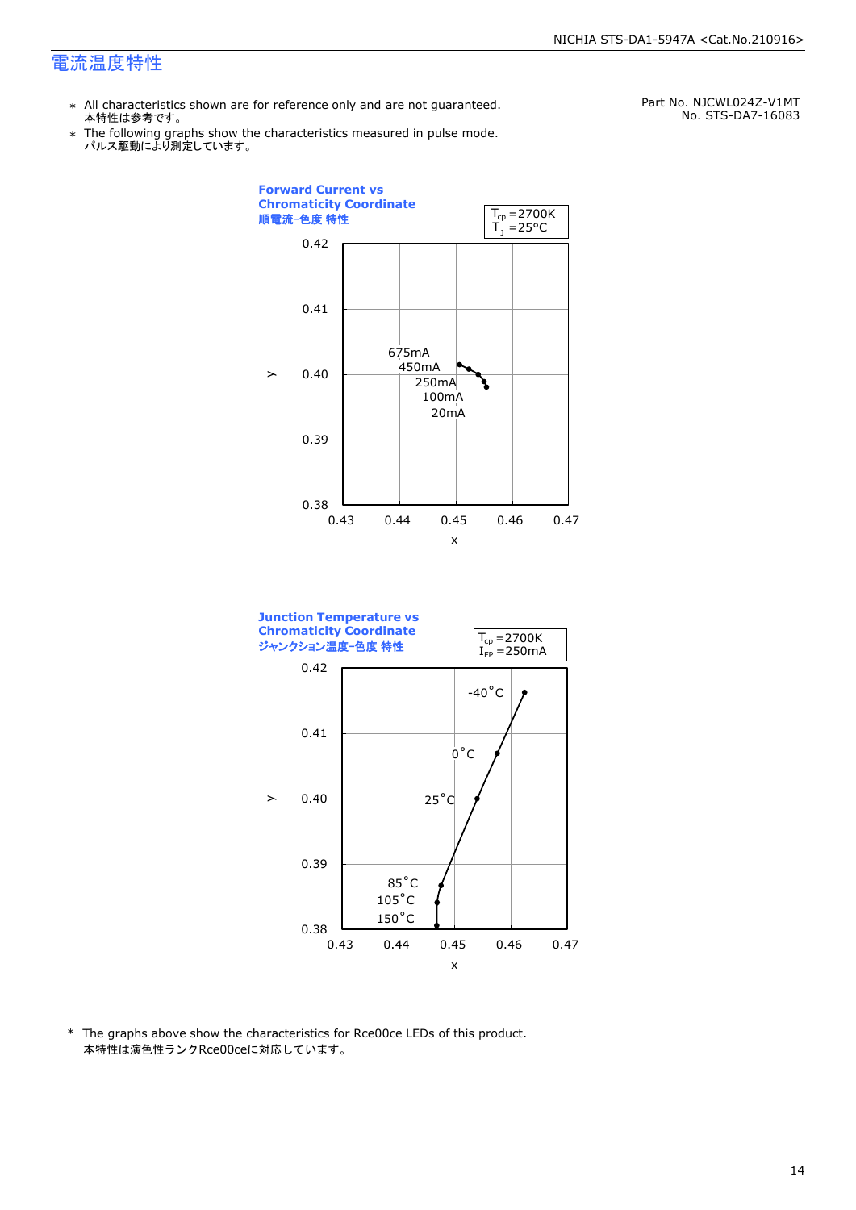## 電流温度特性

Part No. NJCWL024Z-V1MT
No. STS-DA7-16083

- ＊ All characteristics shown are for reference only and are not guaranteed.
  本特性は参考です。
- ＊ The following graphs show the characteristics measured in pulse mode.
  パルス駆動により測定しています。

**Forward Current vs Chromaticity Coordinate**
**順電流-色度 特性**

$T_{cp}$ =2700K
$T_J$ =25°C

y: 0.38–0.42; x: 0.43–0.47

675mA
450mA
250mA
100mA
20mA

**Junction Temperature vs Chromaticity Coordinate**
**ジャンクション温度-色度 特性**

$T_{cp}$ =2700K
$I_{FP}$ =250mA

y: 0.38–0.42; x: 0.43–0.47

-40°C
0°C
25°C
85°C
105°C
150°C

\* The graphs above show the characteristics for Rce00ce LEDs of this product.
本特性は演色性ランクRce00ceに対応しています。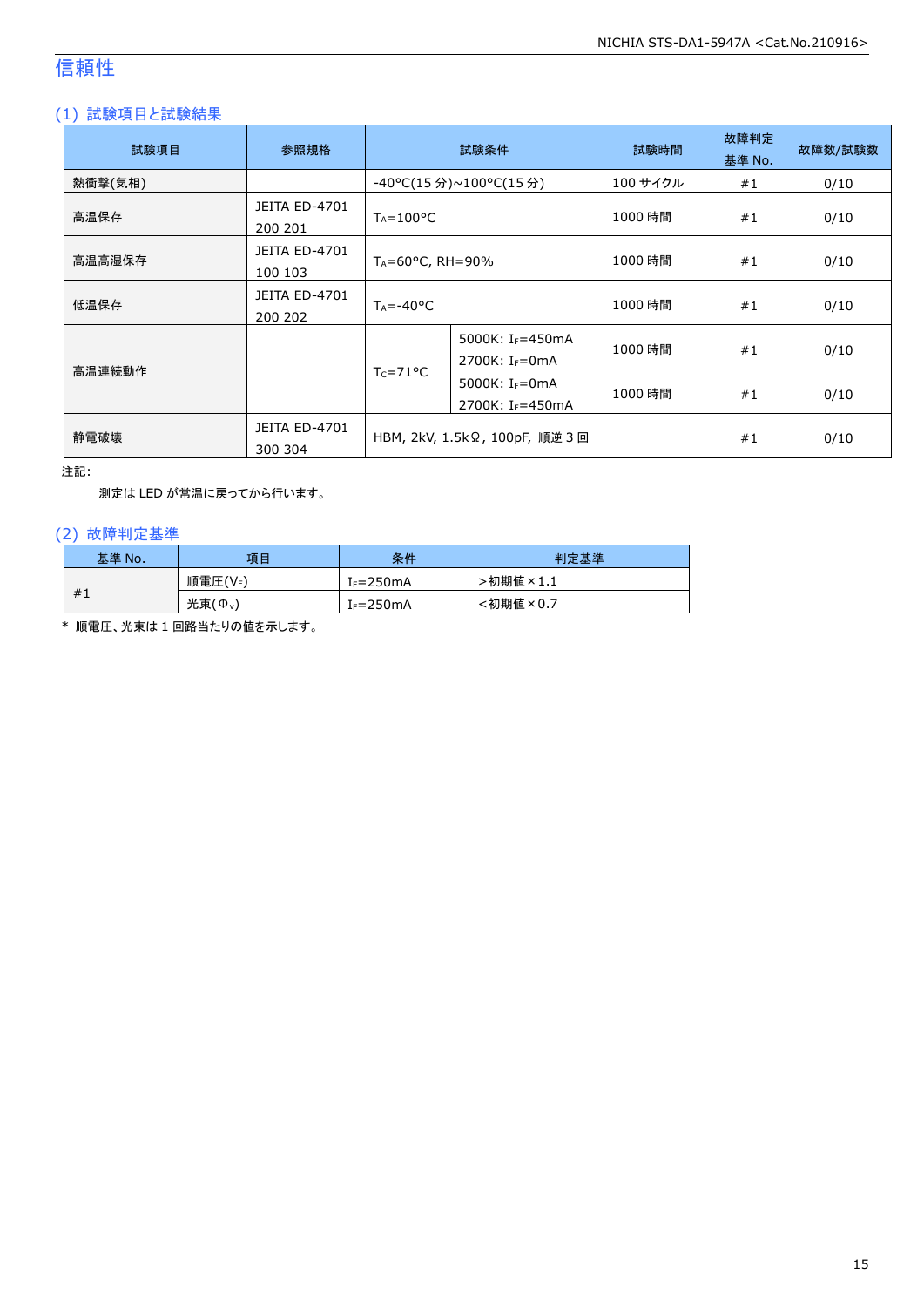# 信頼性

## (1) 試験項目と試験結果

| 試験項目 | 参照規格 | 試験条件 | | 試験時間 | 故障判定基準 No. | 故障数/試験数 |
|---|---|---|---|---|---|---|
| 熱衝撃(気相) | | -40°C(15 分)~100°C(15 分) | | 100 サイクル | #1 | 0/10 |
| 高温保存 | JEITA ED-4701 200 201 | $T_A$=100°C | | 1000 時間 | #1 | 0/10 |
| 高温高湿保存 | JEITA ED-4701 100 103 | $T_A$=60°C, RH=90% | | 1000 時間 | #1 | 0/10 |
| 低温保存 | JEITA ED-4701 200 202 | $T_A$=-40°C | | 1000 時間 | #1 | 0/10 |
| 高温連続動作 | | $T_C$=71°C | 5000K: $I_F$=450mA 2700K: $I_F$=0mA | 1000 時間 | #1 | 0/10 |
| | | | 5000K: $I_F$=0mA 2700K: $I_F$=450mA | 1000 時間 | #1 | 0/10 |
| 静電破壊 | JEITA ED-4701 300 304 | HBM, 2kV, 1.5kΩ, 100pF, 順逆 3 回 | | | #1 | 0/10 |

注記:

測定は LED が常温に戻ってから行います。

## (2) 故障判定基準

| 基準 No. | 項目 | 条件 | 判定基準 |
|---|---|---|---|
| #1 | 順電圧($V_F$) | $I_F$=250mA | >初期値×1.1 |
| | 光束($\Phi_v$) | $I_F$=250mA | <初期値×0.7 |

* 順電圧、光束は 1 回路当たりの値を示します。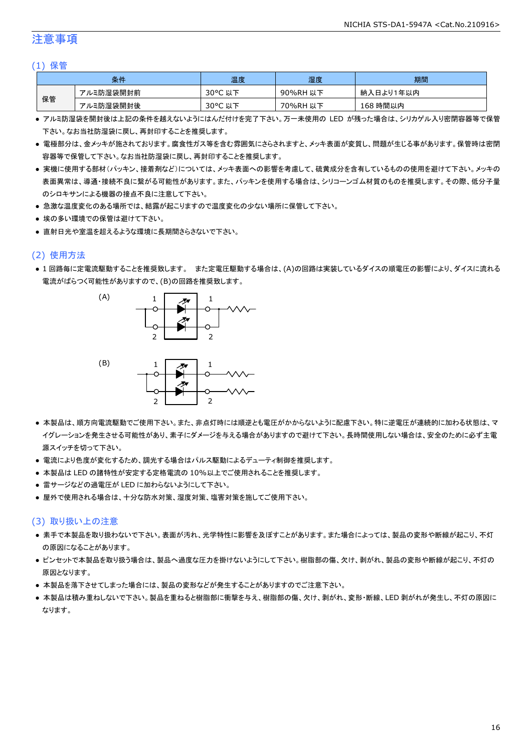## 注意事項

### (1) 保管

| 条件 | | 温度 | 湿度 | 期間 |
|---|---|---|---|---|
| 保管 | アルミ防湿袋開封前 | 30°C 以下 | 90%RH 以下 | 納入日より1年以内 |
| | アルミ防湿袋開封後 | 30°C 以下 | 70%RH 以下 | 168 時間以内 |

- アルミ防湿袋を開封後は上記の条件を越えないようにはんだ付けを完了下さい。万一未使用の LED が残った場合は、シリカゲル入り密閉容器等で保管下さい。なお当社防湿袋に戻し、再封印することを推奨します。
- 電極部分は、金メッキが施されております。腐食性ガス等を含む雰囲気にさらされますと、メッキ表面が変質し、問題が生じる事があります。保管時は密閉容器等で保管して下さい。なお当社防湿袋に戻し、再封印することを推奨します。
- 実機に使用する部材(パッキン、接着剤など)については、メッキ表面への影響を考慮して、硫黄成分を含有しているものの使用を避けて下さい。メッキの表面異常は、導通・接続不良に繋がる可能性があります。また、パッキンを使用する場合は、シリコーンゴム材質のものを推奨します。その際、低分子量のシロキサンによる機器の接点不良に注意して下さい。
- 急激な温度変化のある場所では、結露が起こりますので温度変化の少ない場所に保管して下さい。
- 埃の多い環境での保管は避けて下さい。
- 直射日光や室温を超えるような環境に長期間さらさないで下さい。

### (2) 使用方法

- 1 回路毎に定電流駆動することを推奨致します。 また定電圧駆動する場合は、(A)の回路は実装しているダイスの順電圧の影響により、ダイスに流れる電流がばらつく可能性がありますので、(B)の回路を推奨致します。

(A)

(B)

- 本製品は、順方向電流駆動でご使用下さい。また、非点灯時には順逆とも電圧がかからないように配慮下さい。特に逆電圧が連続的に加わる状態は、マイグレーションを発生させる可能性があり、素子にダメージを与える場合がありますので避けて下さい。長時間使用しない場合は、安全のために必ず主電源スイッチを切って下さい。
- 電流により色度が変化するため、調光する場合はパルス駆動によるデューティ制御を推奨します。
- 本製品は LED の諸特性が安定する定格電流の 10%以上でご使用されることを推奨します。
- 雷サージなどの過電圧が LED に加わらないようにして下さい。
- 屋外で使用される場合は、十分な防水対策、湿度対策、塩害対策を施してご使用下さい。

### (3) 取り扱い上の注意

- 素手で本製品を取り扱わないで下さい。表面が汚れ、光学特性に影響を及ぼすことがあります。また場合によっては、製品の変形や断線が起こり、不灯の原因になることがあります。
- ピンセットで本製品を取り扱う場合は、製品へ過度な圧力を掛けないようにして下さい。樹脂部の傷、欠け、剥がれ、製品の変形や断線が起こり、不灯の原因となります。
- 本製品を落下させてしまった場合には、製品の変形などが発生することがありますのでご注意下さい。
- 本製品は積み重ねしないで下さい。製品を重ねると樹脂部に衝撃を与え、樹脂部の傷、欠け、剥がれ、変形・断線、LED 剥がれが発生し、不灯の原因になります。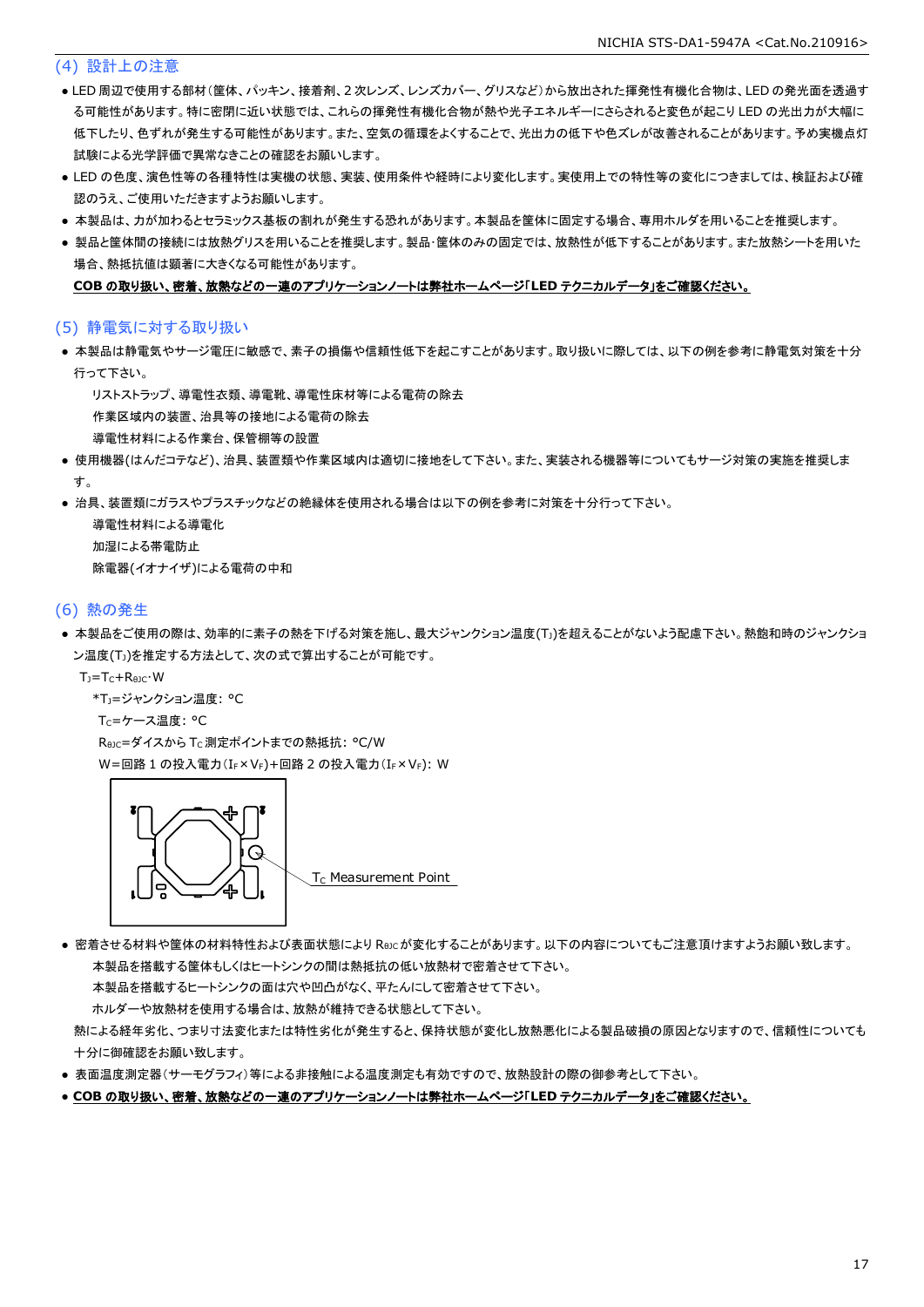## (4) 設計上の注意

- LED 周辺で使用する部材(筐体、パッキン、接着剤、2 次レンズ、レンズカバー、グリスなど)から放出された揮発性有機化合物は、LED の発光面を透過する可能性があります。特に密閉に近い状態では、これらの揮発性有機化合物が熱や光子エネルギーにさらされると変色が起こり LED の光出力が大幅に低下したり、色ずれが発生する可能性があります。また、空気の循環をよくすることで、光出力の低下や色ズレが改善されることがあります。予め実機点灯試験による光学評価で異常なきことの確認をお願いします。
- LED の色度、演色性等の各種特性は実機の状態、実装、使用条件や経時により変化します。実使用上での特性等の変化につきましては、検証および確認のうえ、ご使用いただきますようお願いします。
- 本製品は、力が加わるとセラミックス基板の割れが発生する恐れがあります。本製品を筐体に固定する場合、専用ホルダを用いることを推奨します。
- 製品と筐体間の接続には放熱グリスを用いることを推奨します。製品･筐体のみの固定では、放熱性が低下することがあります。また放熱シートを用いた場合、熱抵抗値は顕著に大きくなる可能性があります。

  **COB の取り扱い、密着、放熱などの一連のアプリケーションノートは弊社ホームページ｢LED テクニカルデータ｣をご確認ください。**

## (5) 静電気に対する取り扱い

- 本製品は静電気やサージ電圧に敏感で、素子の損傷や信頼性低下を起こすことがあります。取り扱いに際しては、以下の例を参考に静電気対策を十分行って下さい。
  - リストストラップ、導電性衣類、導電靴、導電性床材等による電荷の除去
  - 作業区域内の装置、治具等の接地による電荷の除去
  - 導電性材料による作業台、保管棚等の設置
- 使用機器(はんだコテなど)、治具、装置類や作業区域内は適切に接地をして下さい。また、実装される機器等についてもサージ対策の実施を推奨します。
- 治具、装置類にガラスやプラスチックなどの絶縁体を使用される場合は以下の例を参考に対策を十分行って下さい。
  - 導電性材料による導電化
  - 加湿による帯電防止
  - 除電器(イオナイザ)による電荷の中和

## (6) 熱の発生

- 本製品をご使用の際は、効率的に素子の熱を下げる対策を施し、最大ジャンクション温度($T_J$)を超えることがないよう配慮下さい。熱飽和時のジャンクション温度($T_J$)を推定する方法として、次の式で算出することが可能です。

  $T_J=T_C+R_{\theta JC}\cdot W$

  *$T_J$=ジャンクション温度: °C
  $T_C$=ケース温度: °C
  $R_{\theta JC}$=ダイスから $T_C$ 測定ポイントまでの熱抵抗: °C/W
  W=回路 1 の投入電力($I_F\times V_F$)+回路 2 の投入電力($I_F\times V_F$): W

  $T_C$ Measurement Point

- 密着させる材料や筐体の材料特性および表面状態により $R_{\theta JC}$ が変化することがあります。以下の内容についてもご注意頂けますようお願い致します。
  - 本製品を搭載する筐体もしくはヒートシンクの間は熱抵抗の低い放熱材で密着させて下さい。
  - 本製品を搭載するヒートシンクの面は穴や凹凸がなく、平たんにして密着させて下さい。
  - ホルダーや放熱材を使用する場合は、放熱が維持できる状態として下さい。

  熱による経年劣化、つまり寸法変化または特性劣化が発生すると、保持状態が変化し放熱悪化による製品破損の原因となりますので、信頼性についても十分に御確認をお願い致します。
- 表面温度測定器(サーモグラフィ)等による非接触による温度測定も有効ですので、放熱設計の際の御参考として下さい。
- **COB の取り扱い、密着、放熱などの一連のアプリケーションノートは弊社ホームページ｢LED テクニカルデータ｣をご確認ください。**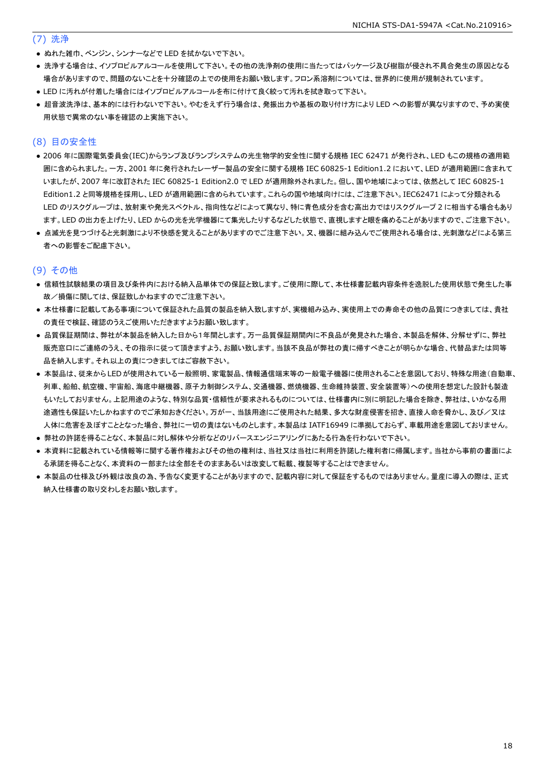## (7) 洗浄

- ぬれた雑巾、ベンジン、シンナーなどで LED を拭かないで下さい。
- 洗浄する場合は、イソプロピルアルコールを使用して下さい。その他の洗浄剤の使用に当たってはパッケージ及び樹脂が侵され不具合発生の原因となる場合がありますので、問題のないことを十分確認の上での使用をお願い致します。フロン系溶剤については、世界的に使用が規制されています。
- LED に汚れが付着した場合にはイソプロピルアルコールを布に付けて良く絞って汚れを拭き取って下さい。
- 超音波洗浄は、基本的には行わないで下さい。やむをえず行う場合は、発振出力や基板の取り付け方により LED への影響が異なりますので、予め実使用状態で異常のない事を確認の上実施下さい。

## (8) 目の安全性

- 2006 年に国際電気委員会(IEC)からランプ及びランプシステムの光生物学的安全性に関する規格 IEC 62471 が発行され、LED もこの規格の適用範囲に含められました。一方、2001 年に発行されたレーザー製品の安全に関する規格 IEC 60825-1 Edition1.2 において、LED が適用範囲に含まれていましたが、2007 年に改訂された IEC 60825-1 Edition2.0 で LED が適用除外されました。但し、国や地域によっては、依然として IEC 60825-1 Edition1.2 と同等規格を採用し、LED が適用範囲に含められています。これらの国や地域向けには、ご注意下さい。IEC62471 によって分類される LED のリスクグループは、放射束や発光スペクトル、指向性などによって異なり、特に青色成分を含む高出力ではリスクグループ 2 に相当する場合もあります。LED の出力を上げたり、LED からの光を光学機器にて集光したりするなどした状態で、直視しますと眼を痛めることがありますので、ご注意下さい。
- 点滅光を見つづけると光刺激により不快感を覚えることがありますのでご注意下さい。又、機器に組み込んでご使用される場合は、光刺激などによる第三者への影響をご配慮下さい。

## (9) その他

- 信頼性試験結果の項目及び条件内における納入品単体での保証と致します。ご使用に際して、本仕様書記載内容条件を逸脱した使用状態で発生した事故／損傷に関しては、保証致しかねますのでご注意下さい。
- 本仕様書に記載してある事項について保証された品質の製品を納入致しますが、実機組み込み、実使用上での寿命その他の品質につきましては、貴社の責任で検証、確認のうえご使用いただきますようお願い致します。
- 品質保証期間は、弊社が本製品を納入した日から1年間とします。万一品質保証期間内に不良品が発見された場合、本製品を解体、分解せずに、弊社販売窓口にご連絡のうえ、その指示に従って頂きますよう、お願い致します。当該不良品が弊社の責に帰すべきことが明らかな場合、代替品または同等品を納入します。それ以上の責につきましてはご容赦下さい。
- 本製品は、従来から LED が使用されている一般照明、家電製品、情報通信端末等の一般電子機器に使用されることを意図しており、特殊な用途（自動車、列車、船舶、航空機、宇宙船、海底中継機器、原子力制御システム、交通機器、燃焼機器、生命維持装置、安全装置等）への使用を想定した設計も製造もいたしておりません。上記用途のような、特別な品質・信頼性が要求されるものについては、仕様書内に別に明記した場合を除き、弊社は、いかなる用途適性も保証いたしかねますのでご承知おきください。万が一、当該用途にご使用された結果、多大な財産侵害を招き、直接人命を脅かし、及び／又は人体に危害を及ぼすこととなった場合、弊社に一切の責はないものとします。本製品は IATF16949 に準拠しておらず、車載用途を意図しておりません。
- 弊社の許諾を得ることなく、本製品に対し解体や分析などのリバースエンジニアリングにあたる行為を行わないで下さい。
- 本資料に記載されている情報等に関する著作権およびその他の権利は、当社又は当社に利用を許諾した権利者に帰属します。当社から事前の書面による承諾を得ることなく、本資料の一部または全部をそのままあるいは改変して転載、複製等することはできません。
- 本製品の仕様及び外観は改良の為、予告なく変更することがありますので、記載内容に対して保証をするものではありません。量産に導入の際は、正式納入仕様書の取り交わしをお願い致します。